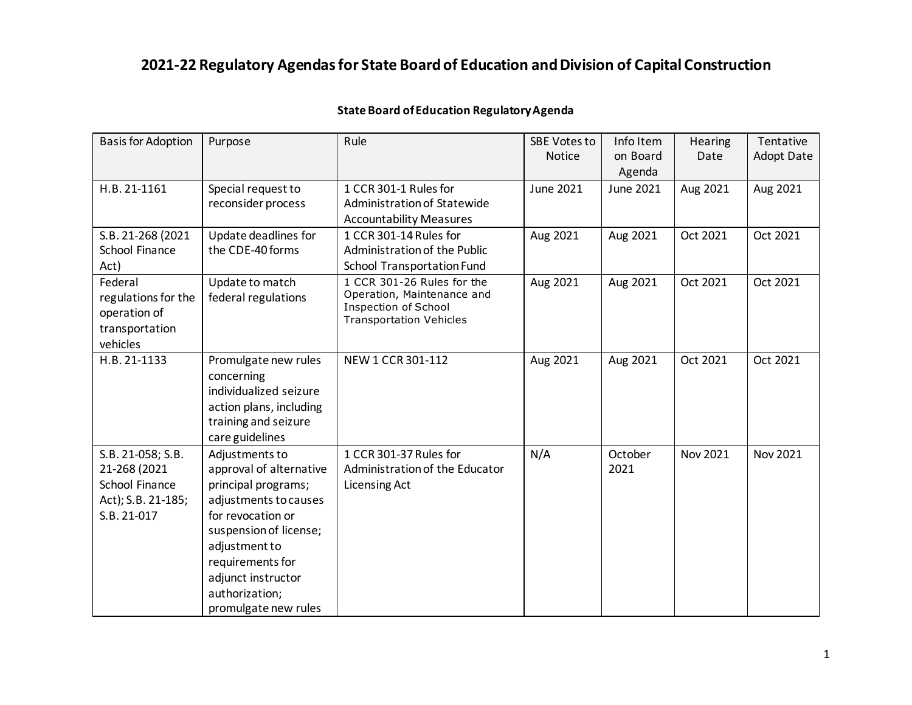# 2021-22 Regulatory Agendas for State Board of Education and Division of Capital Construction

## State Board of Education Regulatory Agenda

| Basis for Adoption | Purpose | Rule | SBE Votes to Notice | Info Item on Board Agenda | Hearing Date | Tentative Adopt Date |
|---|---|---|---|---|---|---|
| H.B. 21-1161 | Special request to reconsider process | 1 CCR 301-1 Rules for Administration of Statewide Accountability Measures | June 2021 | June 2021 | Aug 2021 | Aug 2021 |
| S.B. 21-268 (2021 School Finance Act) | Update deadlines for the CDE-40 forms | 1 CCR 301-14 Rules for Administration of the Public School Transportation Fund | Aug 2021 | Aug 2021 | Oct 2021 | Oct 2021 |
| Federal regulations for the operation of transportation vehicles | Update to match federal regulations | 1 CCR 301-26 Rules for the Operation, Maintenance and Inspection of School Transportation Vehicles | Aug 2021 | Aug 2021 | Oct 2021 | Oct 2021 |
| H.B. 21-1133 | Promulgate new rules concerning individualized seizure action plans, including training and seizure care guidelines | NEW 1 CCR 301-112 | Aug 2021 | Aug 2021 | Oct 2021 | Oct 2021 |
| S.B. 21-058; S.B. 21-268 (2021 School Finance Act); S.B. 21-185; S.B. 21-017 | Adjustments to approval of alternative principal programs; adjustments to causes for revocation or suspension of license; adjustment to requirements for adjunct instructor authorization; promulgate new rules | 1 CCR 301-37 Rules for Administration of the Educator Licensing Act | N/A | October 2021 | Nov 2021 | Nov 2021 |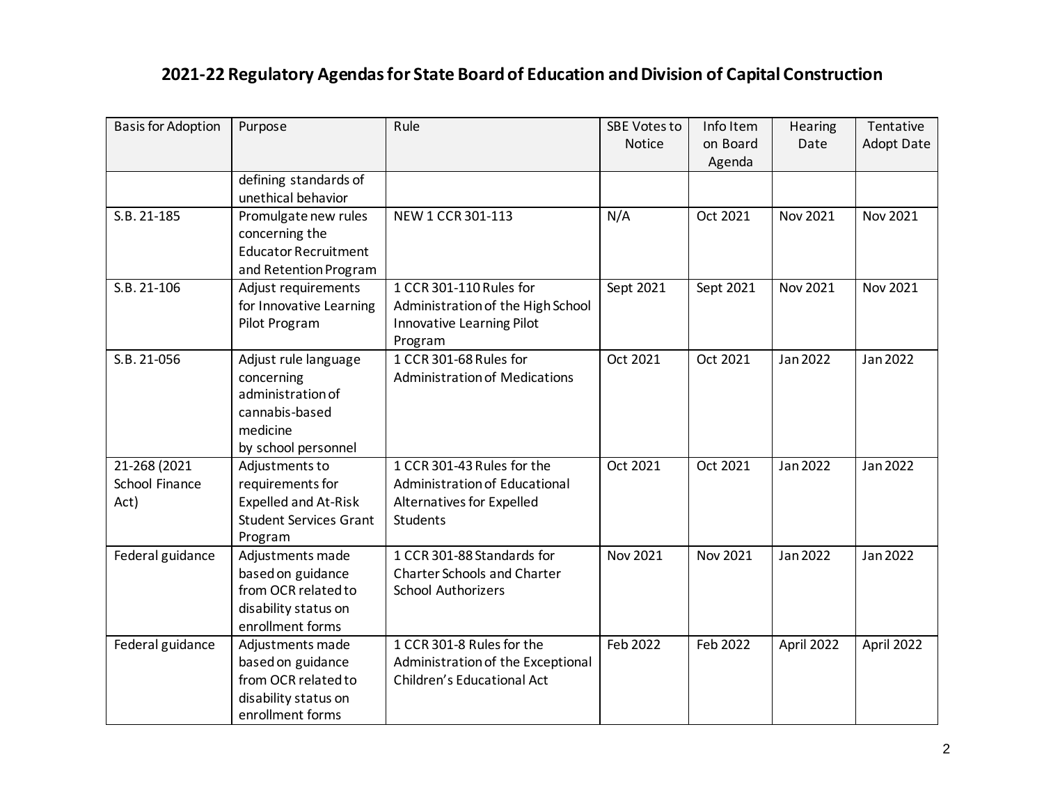# 2021-22 Regulatory Agendas for State Board of Education and Division of Capital Construction

| Basis for Adoption | Purpose | Rule | SBE Votes to Notice | Info Item on Board Agenda | Hearing Date | Tentative Adopt Date |
|---|---|---|---|---|---|---|
| | defining standards of unethical behavior | | | | | |
| S.B. 21-185 | Promulgate new rules concerning the Educator Recruitment and Retention Program | NEW 1 CCR 301-113 | N/A | Oct 2021 | Nov 2021 | Nov 2021 |
| S.B. 21-106 | Adjust requirements for Innovative Learning Pilot Program | 1 CCR 301-110 Rules for Administration of the High School Innovative Learning Pilot Program | Sept 2021 | Sept 2021 | Nov 2021 | Nov 2021 |
| S.B. 21-056 | Adjust rule language concerning administration of cannabis-based medicine by school personnel | 1 CCR 301-68 Rules for Administration of Medications | Oct 2021 | Oct 2021 | Jan 2022 | Jan 2022 |
| 21-268 (2021 School Finance Act) | Adjustments to requirements for Expelled and At-Risk Student Services Grant Program | 1 CCR 301-43 Rules for the Administration of Educational Alternatives for Expelled Students | Oct 2021 | Oct 2021 | Jan 2022 | Jan 2022 |
| Federal guidance | Adjustments made based on guidance from OCR related to disability status on enrollment forms | 1 CCR 301-88 Standards for Charter Schools and Charter School Authorizers | Nov 2021 | Nov 2021 | Jan 2022 | Jan 2022 |
| Federal guidance | Adjustments made based on guidance from OCR related to disability status on enrollment forms | 1 CCR 301-8 Rules for the Administration of the Exceptional Children's Educational Act | Feb 2022 | Feb 2022 | April 2022 | April 2022 |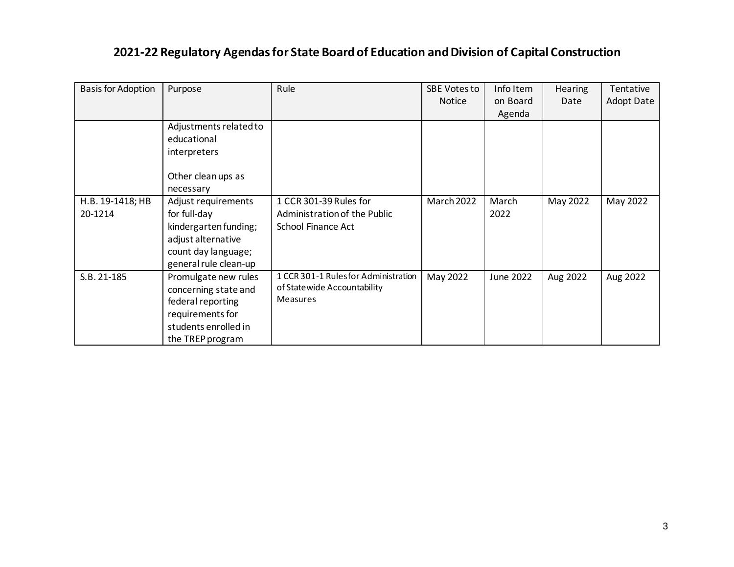## 2021-22 Regulatory Agendas for State Board of Education and Division of Capital Construction

| Basis for Adoption | Purpose | Rule | SBE Votes to Notice | Info Item on Board Agenda | Hearing Date | Tentative Adopt Date |
|---|---|---|---|---|---|---|
| | Adjustments related to educational interpreters<br><br>Other clean ups as necessary | | | | | |
| H.B. 19-1418; HB 20-1214 | Adjust requirements for full-day kindergarten funding; adjust alternative count day language; general rule clean-up | 1 CCR 301-39 Rules for Administration of the Public School Finance Act | March 2022 | March 2022 | May 2022 | May 2022 |
| S.B. 21-185 | Promulgate new rules concerning state and federal reporting requirements for students enrolled in the TREP program | 1 CCR 301-1 Rules for Administration of Statewide Accountability Measures | May 2022 | June 2022 | Aug 2022 | Aug 2022 |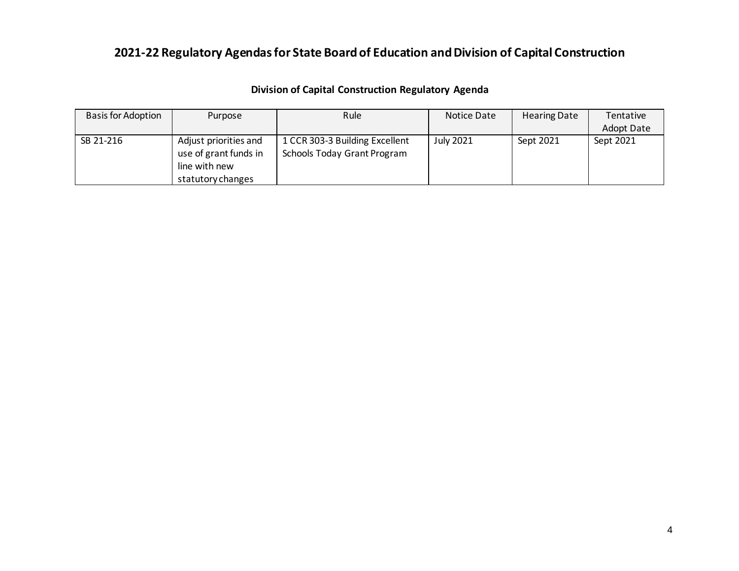# 2021-22 Regulatory Agendas for State Board of Education and Division of Capital Construction

### Division of Capital Construction Regulatory Agenda

| Basis for Adoption | Purpose | Rule | Notice Date | Hearing Date | Tentative Adopt Date |
|---|---|---|---|---|---|
| SB 21-216 | Adjust priorities and use of grant funds in line with new statutory changes | 1 CCR 303-3 Building Excellent Schools Today Grant Program | July 2021 | Sept 2021 | Sept 2021 |